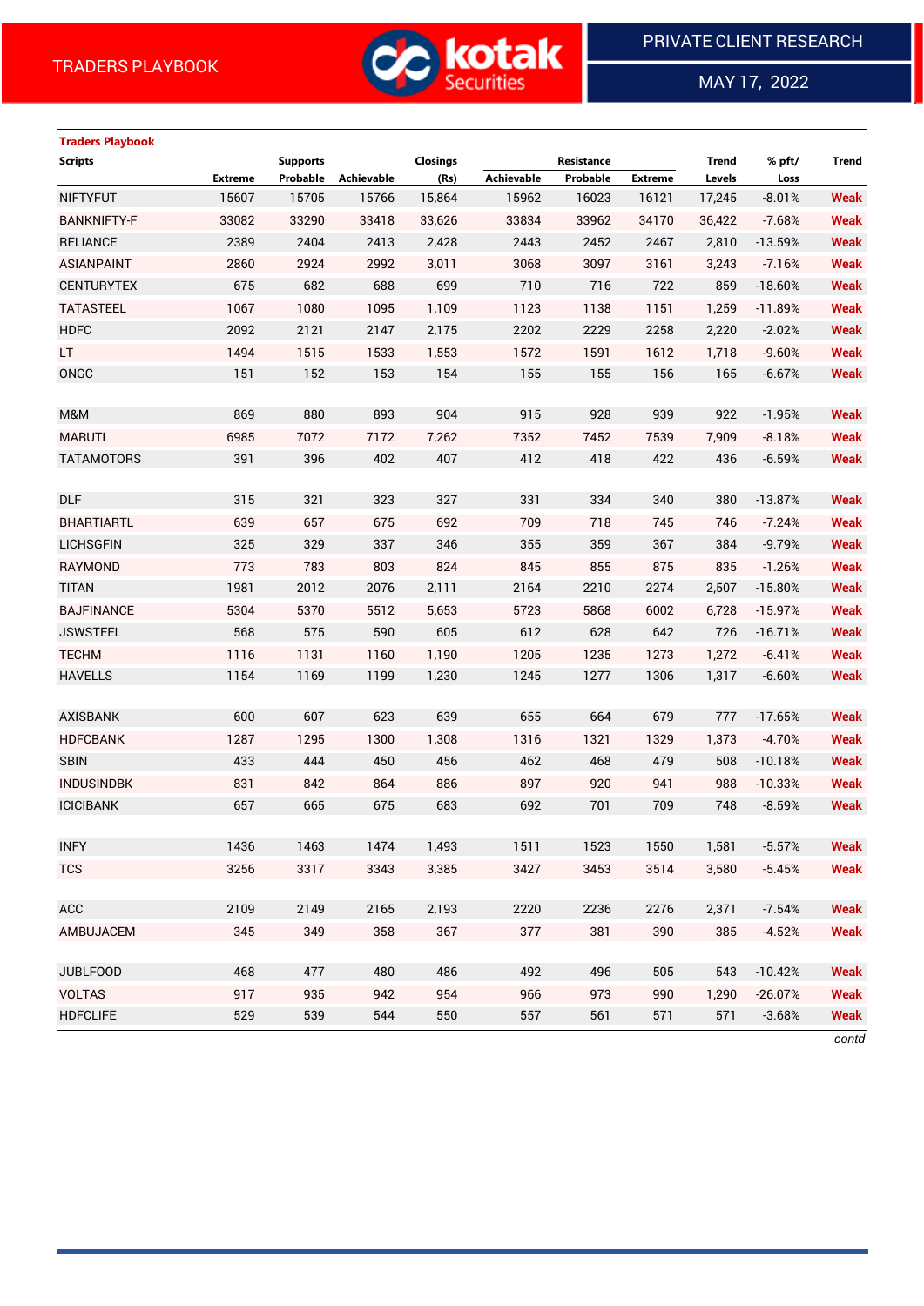TRADERS PLAYBOOK

PRIVATE CLIENT RESEARCH

MAY 17, 2022

**Traders Playbook**

| Scripts | Supports | | | Closings | Resistance | | | Trend | % pft/ | Trend |
|---|---|---|---|---|---|---|---|---|---|---|
| | Extreme | Probable | Achievable | (Rs) | Achievable | Probable | Extreme | Levels | Loss | |
| NIFTYFUT | 15607 | 15705 | 15766 | 15,864 | 15962 | 16023 | 16121 | 17,245 | -8.01% | Weak |
| BANKNIFTY-F | 33082 | 33290 | 33418 | 33,626 | 33834 | 33962 | 34170 | 36,422 | -7.68% | Weak |
| RELIANCE | 2389 | 2404 | 2413 | 2,428 | 2443 | 2452 | 2467 | 2,810 | -13.59% | Weak |
| ASIANPAINT | 2860 | 2924 | 2992 | 3,011 | 3068 | 3097 | 3161 | 3,243 | -7.16% | Weak |
| CENTURYTEX | 675 | 682 | 688 | 699 | 710 | 716 | 722 | 859 | -18.60% | Weak |
| TATASTEEL | 1067 | 1080 | 1095 | 1,109 | 1123 | 1138 | 1151 | 1,259 | -11.89% | Weak |
| HDFC | 2092 | 2121 | 2147 | 2,175 | 2202 | 2229 | 2258 | 2,220 | -2.02% | Weak |
| LT | 1494 | 1515 | 1533 | 1,553 | 1572 | 1591 | 1612 | 1,718 | -9.60% | Weak |
| ONGC | 151 | 152 | 153 | 154 | 155 | 155 | 156 | 165 | -6.67% | Weak |
| | | | | | | | | | | |
| M&M | 869 | 880 | 893 | 904 | 915 | 928 | 939 | 922 | -1.95% | Weak |
| MARUTI | 6985 | 7072 | 7172 | 7,262 | 7352 | 7452 | 7539 | 7,909 | -8.18% | Weak |
| TATAMOTORS | 391 | 396 | 402 | 407 | 412 | 418 | 422 | 436 | -6.59% | Weak |
| | | | | | | | | | | |
| DLF | 315 | 321 | 323 | 327 | 331 | 334 | 340 | 380 | -13.87% | Weak |
| BHARTIARTL | 639 | 657 | 675 | 692 | 709 | 718 | 745 | 746 | -7.24% | Weak |
| LICHSGFIN | 325 | 329 | 337 | 346 | 355 | 359 | 367 | 384 | -9.79% | Weak |
| RAYMOND | 773 | 783 | 803 | 824 | 845 | 855 | 875 | 835 | -1.26% | Weak |
| TITAN | 1981 | 2012 | 2076 | 2,111 | 2164 | 2210 | 2274 | 2,507 | -15.80% | Weak |
| BAJFINANCE | 5304 | 5370 | 5512 | 5,653 | 5723 | 5868 | 6002 | 6,728 | -15.97% | Weak |
| JSWSTEEL | 568 | 575 | 590 | 605 | 612 | 628 | 642 | 726 | -16.71% | Weak |
| TECHM | 1116 | 1131 | 1160 | 1,190 | 1205 | 1235 | 1273 | 1,272 | -6.41% | Weak |
| HAVELLS | 1154 | 1169 | 1199 | 1,230 | 1245 | 1277 | 1306 | 1,317 | -6.60% | Weak |
| | | | | | | | | | | |
| AXISBANK | 600 | 607 | 623 | 639 | 655 | 664 | 679 | 777 | -17.65% | Weak |
| HDFCBANK | 1287 | 1295 | 1300 | 1,308 | 1316 | 1321 | 1329 | 1,373 | -4.70% | Weak |
| SBIN | 433 | 444 | 450 | 456 | 462 | 468 | 479 | 508 | -10.18% | Weak |
| INDUSINDBK | 831 | 842 | 864 | 886 | 897 | 920 | 941 | 988 | -10.33% | Weak |
| ICICIBANK | 657 | 665 | 675 | 683 | 692 | 701 | 709 | 748 | -8.59% | Weak |
| | | | | | | | | | | |
| INFY | 1436 | 1463 | 1474 | 1,493 | 1511 | 1523 | 1550 | 1,581 | -5.57% | Weak |
| TCS | 3256 | 3317 | 3343 | 3,385 | 3427 | 3453 | 3514 | 3,580 | -5.45% | Weak |
| | | | | | | | | | | |
| ACC | 2109 | 2149 | 2165 | 2,193 | 2220 | 2236 | 2276 | 2,371 | -7.54% | Weak |
| AMBUJACEM | 345 | 349 | 358 | 367 | 377 | 381 | 390 | 385 | -4.52% | Weak |
| | | | | | | | | | | |
| JUBLFOOD | 468 | 477 | 480 | 486 | 492 | 496 | 505 | 543 | -10.42% | Weak |
| VOLTAS | 917 | 935 | 942 | 954 | 966 | 973 | 990 | 1,290 | -26.07% | Weak |
| HDFCLIFE | 529 | 539 | 544 | 550 | 557 | 561 | 571 | 571 | -3.68% | Weak |

*contd*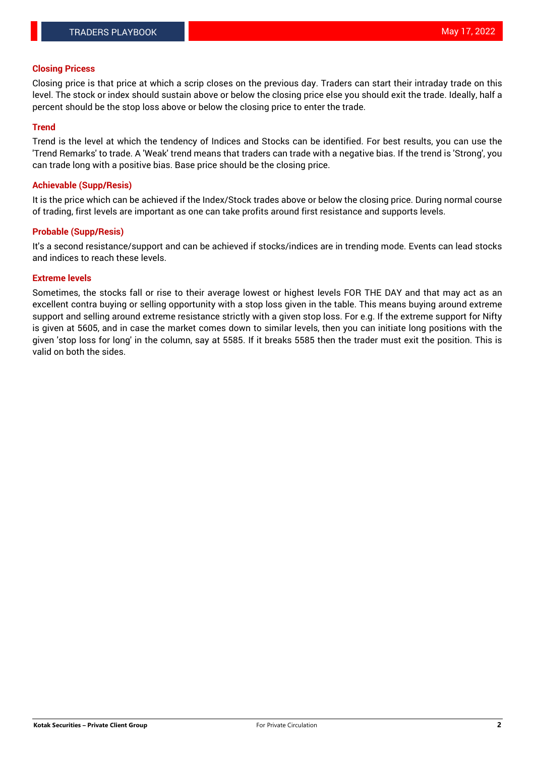## Closing Pricess

Closing price is that price at which a scrip closes on the previous day. Traders can start their intraday trade on this level. The stock or index should sustain above or below the closing price else you should exit the trade. Ideally, half a percent should be the stop loss above or below the closing price to enter the trade.

## Trend

Trend is the level at which the tendency of Indices and Stocks can be identified. For best results, you can use the 'Trend Remarks' to trade. A 'Weak' trend means that traders can trade with a negative bias. If the trend is 'Strong', you can trade long with a positive bias. Base price should be the closing price.

## Achievable (Supp/Resis)

It is the price which can be achieved if the Index/Stock trades above or below the closing price. During normal course of trading, first levels are important as one can take profits around first resistance and supports levels.

## Probable (Supp/Resis)

It's a second resistance/support and can be achieved if stocks/indices are in trending mode. Events can lead stocks and indices to reach these levels.

## Extreme levels

Sometimes, the stocks fall or rise to their average lowest or highest levels FOR THE DAY and that may act as an excellent contra buying or selling opportunity with a stop loss given in the table. This means buying around extreme support and selling around extreme resistance strictly with a given stop loss. For e.g. If the extreme support for Nifty is given at 5605, and in case the market comes down to similar levels, then you can initiate long positions with the given 'stop loss for long' in the column, say at 5585. If it breaks 5585 then the trader must exit the position. This is valid on both the sides.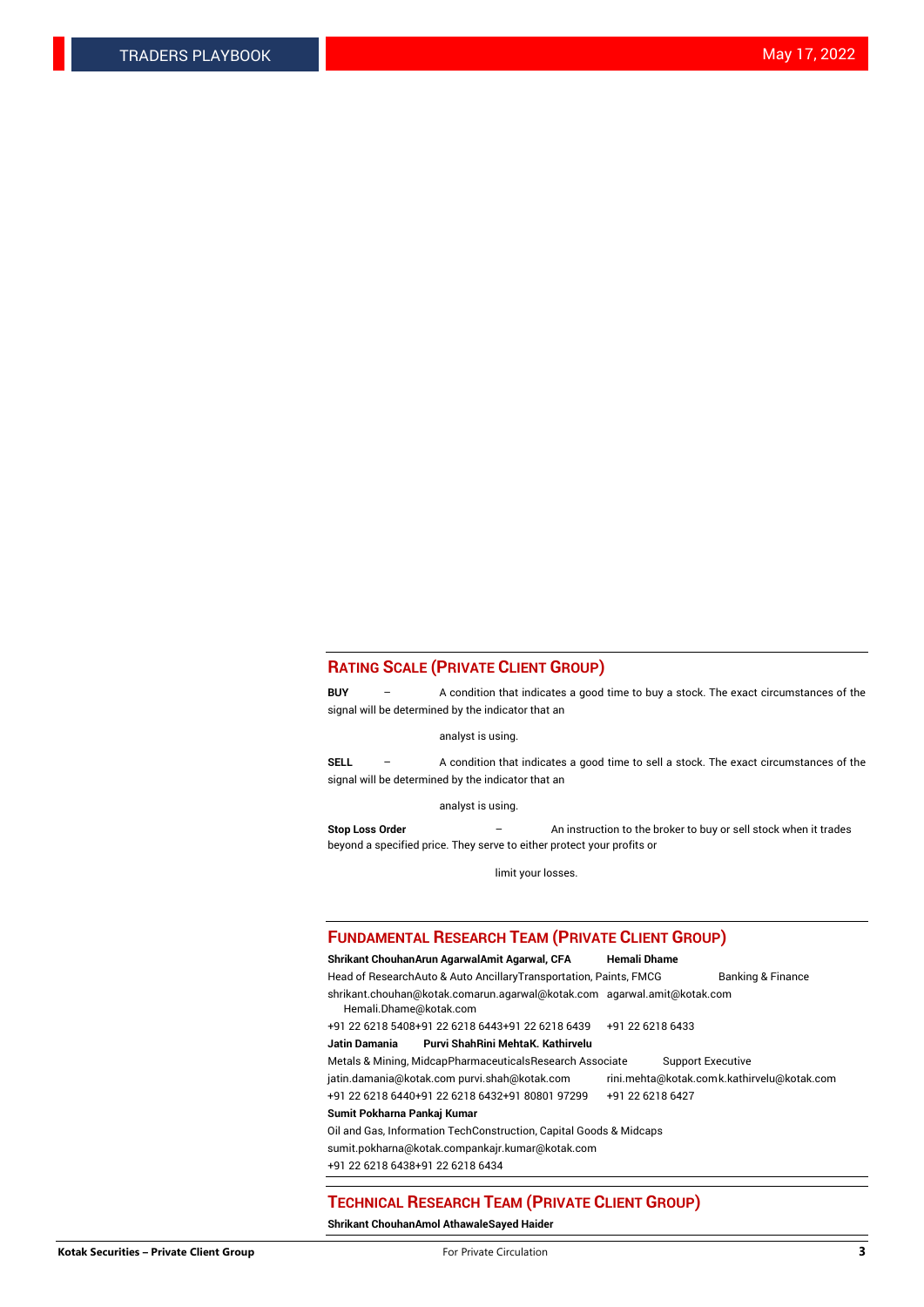## RATING SCALE (PRIVATE CLIENT GROUP)

**BUY** – A condition that indicates a good time to buy a stock. The exact circumstances of the signal will be determined by the indicator that an analyst is using.

**SELL** – A condition that indicates a good time to sell a stock. The exact circumstances of the signal will be determined by the indicator that an analyst is using.

**Stop Loss Order** – An instruction to the broker to buy or sell stock when it trades beyond a specified price. They serve to either protect your profits or limit your losses.

## FUNDAMENTAL RESEARCH TEAM (PRIVATE CLIENT GROUP)

| **Shrikant Chouhan** | **Arun Agarwal** | **Amit Agarwal, CFA** | **Hemali Dhame** |
|---|---|---|---|
| Head of Research | Auto & Auto Ancillary | Transportation, Paints, FMCG | Banking & Finance |
| shrikant.chouhan@kotak.com | arun.agarwal@kotak.com | agarwal.amit@kotak.com | Hemali.Dhame@kotak.com |
| +91 22 6218 5408 | +91 22 6218 6443 | +91 22 6218 6439 | +91 22 6218 6433 |
| **Jatin Damania** | **Purvi Shah** | **Rini Mehta** | **K. Kathirvelu** |
| Metals & Mining, Midcap | Pharmaceuticals | Research Associate | Support Executive |
| jatin.damania@kotak.com | purvi.shah@kotak.com | rini.mehta@kotak.com | k.kathirvelu@kotak.com |
| +91 22 6218 6440 | +91 22 6218 6432 | +91 80801 97299 | +91 22 6218 6427 |
| **Sumit Pokharna** | **Pankaj Kumar** | | |
| Oil and Gas, Information Tech | Construction, Capital Goods & Midcaps | | |
| sumit.pokharna@kotak.com | pankajr.kumar@kotak.com | | |
| +91 22 6218 6438 | +91 22 6218 6434 | | |

## TECHNICAL RESEARCH TEAM (PRIVATE CLIENT GROUP)

**Shrikant Chouhan** **Amol Athawale** **Sayed Haider**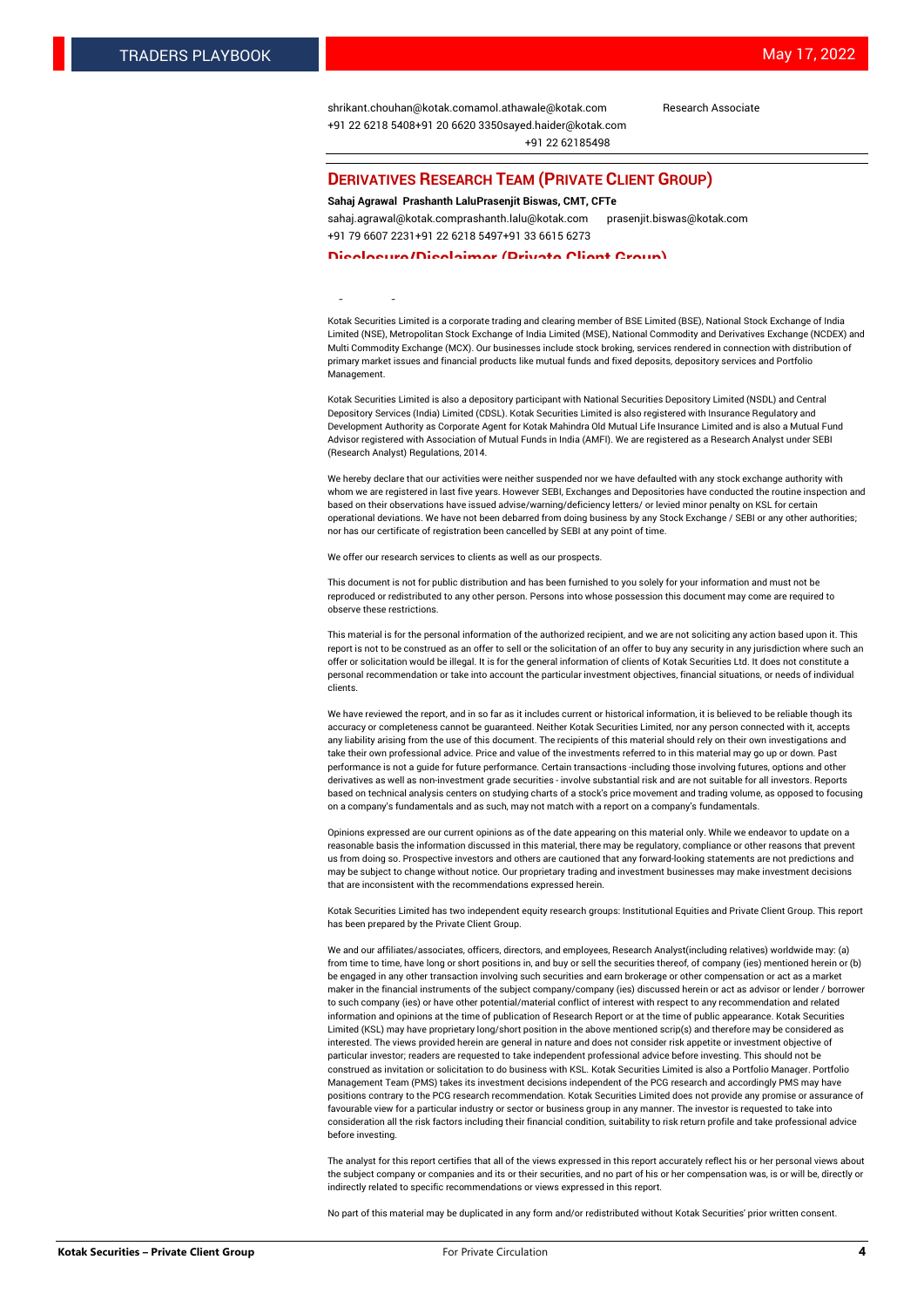shrikant.chouhan@kotak.comamol.athawale@kotak.com Research Associate
+91 22 6218 5408+91 20 6620 3350sayed.haider@kotak.com
+91 22 62185498

## DERIVATIVES RESEARCH TEAM (PRIVATE CLIENT GROUP)

**Sahaj Agrawal Prashanth LaluPrasenjit Biswas, CMT, CFTe**

sahaj.agrawal@kotak.comprashanth.lalu@kotak.com prasenjit.biswas@kotak.com
+91 79 6607 2231+91 22 6218 5497+91 33 6615 6273

## Disclosure/Disclaimer (Private Client Group)

Kotak Securities Limited is a corporate trading and clearing member of BSE Limited (BSE), National Stock Exchange of India Limited (NSE), Metropolitan Stock Exchange of India Limited (MSE), National Commodity and Derivatives Exchange (NCDEX) and Multi Commodity Exchange (MCX). Our businesses include stock broking, services rendered in connection with distribution of primary market issues and financial products like mutual funds and fixed deposits, depository services and Portfolio Management.

Kotak Securities Limited is also a depository participant with National Securities Depository Limited (NSDL) and Central Depository Services (India) Limited (CDSL). Kotak Securities Limited is also registered with Insurance Regulatory and Development Authority as Corporate Agent for Kotak Mahindra Old Mutual Life Insurance Limited and is also a Mutual Fund Advisor registered with Association of Mutual Funds in India (AMFI). We are registered as a Research Analyst under SEBI (Research Analyst) Regulations, 2014.

We hereby declare that our activities were neither suspended nor we have defaulted with any stock exchange authority with whom we are registered in last five years. However SEBI, Exchanges and Depositories have conducted the routine inspection and based on their observations have issued advise/warning/deficiency letters/ or levied minor penalty on KSL for certain operational deviations. We have not been debarred from doing business by any Stock Exchange / SEBI or any other authorities; nor has our certificate of registration been cancelled by SEBI at any point of time.

We offer our research services to clients as well as our prospects.

This document is not for public distribution and has been furnished to you solely for your information and must not be reproduced or redistributed to any other person. Persons into whose possession this document may come are required to observe these restrictions.

This material is for the personal information of the authorized recipient, and we are not soliciting any action based upon it. This report is not to be construed as an offer to sell or the solicitation of an offer to buy any security in any jurisdiction where such an offer or solicitation would be illegal. It is for the general information of clients of Kotak Securities Ltd. It does not constitute a personal recommendation or take into account the particular investment objectives, financial situations, or needs of individual clients.

We have reviewed the report, and in so far as it includes current or historical information, it is believed to be reliable though its accuracy or completeness cannot be guaranteed. Neither Kotak Securities Limited, nor any person connected with it, accepts any liability arising from the use of this document. The recipients of this material should rely on their own investigations and take their own professional advice. Price and value of the investments referred to in this material may go up or down. Past performance is not a guide for future performance. Certain transactions -including those involving futures, options and other derivatives as well as non-investment grade securities - involve substantial risk and are not suitable for all investors. Reports based on technical analysis centers on studying charts of a stock's price movement and trading volume, as opposed to focusing on a company's fundamentals and as such, may not match with a report on a company's fundamentals.

Opinions expressed are our current opinions as of the date appearing on this material only. While we endeavor to update on a reasonable basis the information discussed in this material, there may be regulatory, compliance or other reasons that prevent us from doing so. Prospective investors and others are cautioned that any forward-looking statements are not predictions and may be subject to change without notice. Our proprietary trading and investment businesses may make investment decisions that are inconsistent with the recommendations expressed herein.

Kotak Securities Limited has two independent equity research groups: Institutional Equities and Private Client Group. This report has been prepared by the Private Client Group.

We and our affiliates/associates, officers, directors, and employees, Research Analyst(including relatives) worldwide may: (a) from time to time, have long or short positions in, and buy or sell the securities thereof, of company (ies) mentioned herein or (b) be engaged in any other transaction involving such securities and earn brokerage or other compensation or act as a market maker in the financial instruments of the subject company/company (ies) discussed herein or act as advisor or lender / borrower to such company (ies) or have other potential/material conflict of interest with respect to any recommendation and related information and opinions at the time of publication of Research Report or at the time of public appearance. Kotak Securities Limited (KSL) may have proprietary long/short position in the above mentioned scrip(s) and therefore may be considered as interested. The views provided herein are general in nature and does not consider risk appetite or investment objective of particular investor; readers are requested to take independent professional advice before investing. This should not be construed as invitation or solicitation to do business with KSL. Kotak Securities Limited is also a Portfolio Manager. Portfolio Management Team (PMS) takes its investment decisions independent of the PCG research and accordingly PMS may have positions contrary to the PCG research recommendation. Kotak Securities Limited does not provide any promise or assurance of favourable view for a particular industry or sector or business group in any manner. The investor is requested to take into consideration all the risk factors including their financial condition, suitability to risk return profile and take professional advice before investing.

The analyst for this report certifies that all of the views expressed in this report accurately reflect his or her personal views about the subject company or companies and its or their securities, and no part of his or her compensation was, is or will be, directly or indirectly related to specific recommendations or views expressed in this report.

No part of this material may be duplicated in any form and/or redistributed without Kotak Securities' prior written consent.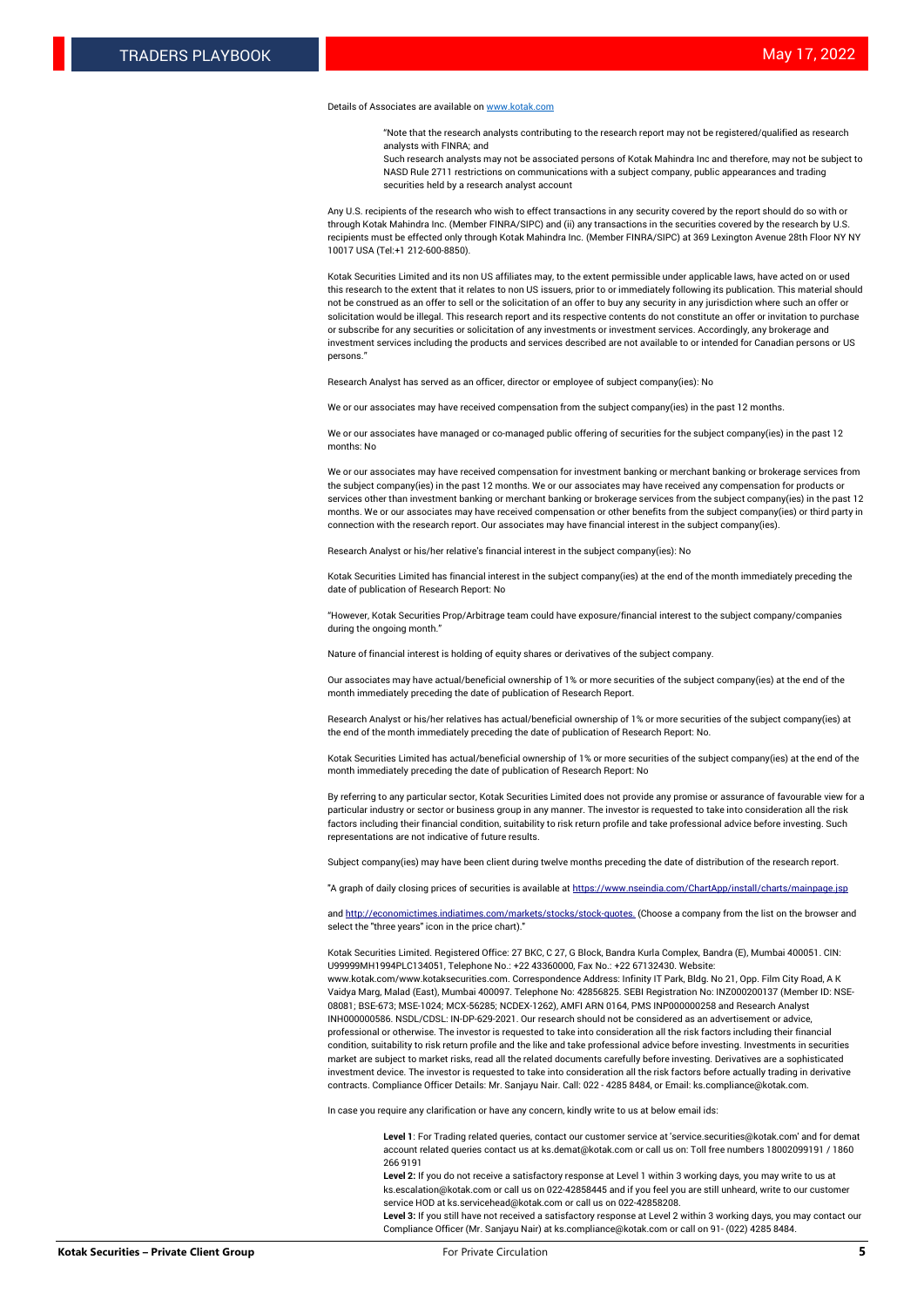Details of Associates are available on www.kotak.com

> "Note that the research analysts contributing to the research report may not be registered/qualified as research analysts with FINRA; and
> Such research analysts may not be associated persons of Kotak Mahindra Inc and therefore, may not be subject to NASD Rule 2711 restrictions on communications with a subject company, public appearances and trading securities held by a research analyst account

Any U.S. recipients of the research who wish to effect transactions in any security covered by the report should do so with or through Kotak Mahindra Inc. (Member FINRA/SIPC) and (ii) any transactions in the securities covered by the research by U.S. recipients must be effected only through Kotak Mahindra Inc. (Member FINRA/SIPC) at 369 Lexington Avenue 28th Floor NY NY 10017 USA (Tel:+1 212-600-8850).

Kotak Securities Limited and its non US affiliates may, to the extent permissible under applicable laws, have acted on or used this research to the extent that it relates to non US issuers, prior to or immediately following its publication. This material should not be construed as an offer to sell or the solicitation of an offer to buy any security in any jurisdiction where such an offer or solicitation would be illegal. This research report and its respective contents do not constitute an offer or invitation to purchase or subscribe for any securities or solicitation of any investments or investment services. Accordingly, any brokerage and investment services including the products and services described are not available to or intended for Canadian persons or US persons."

Research Analyst has served as an officer, director or employee of subject company(ies): No

We or our associates may have received compensation from the subject company(ies) in the past 12 months.

We or our associates have managed or co-managed public offering of securities for the subject company(ies) in the past 12 months: No

We or our associates may have received compensation for investment banking or merchant banking or brokerage services from the subject company(ies) in the past 12 months. We or our associates may have received any compensation for products or services other than investment banking or merchant banking or brokerage services from the subject company(ies) in the past 12 months. We or our associates may have received compensation or other benefits from the subject company(ies) or third party in connection with the research report. Our associates may have financial interest in the subject company(ies).

Research Analyst or his/her relative's financial interest in the subject company(ies): No

Kotak Securities Limited has financial interest in the subject company(ies) at the end of the month immediately preceding the date of publication of Research Report: No

"However, Kotak Securities Prop/Arbitrage team could have exposure/financial interest to the subject company/companies during the ongoing month."

Nature of financial interest is holding of equity shares or derivatives of the subject company.

Our associates may have actual/beneficial ownership of 1% or more securities of the subject company(ies) at the end of the month immediately preceding the date of publication of Research Report.

Research Analyst or his/her relatives has actual/beneficial ownership of 1% or more securities of the subject company(ies) at the end of the month immediately preceding the date of publication of Research Report: No.

Kotak Securities Limited has actual/beneficial ownership of 1% or more securities of the subject company(ies) at the end of the month immediately preceding the date of publication of Research Report: No

By referring to any particular sector, Kotak Securities Limited does not provide any promise or assurance of favourable view for a particular industry or sector or business group in any manner. The investor is requested to take into consideration all the risk factors including their financial condition, suitability to risk return profile and take professional advice before investing. Such representations are not indicative of future results.

Subject company(ies) may have been client during twelve months preceding the date of distribution of the research report.

"A graph of daily closing prices of securities is available at https://www.nseindia.com/ChartApp/install/charts/mainpage.jsp

and http://economictimes.indiatimes.com/markets/stocks/stock-quotes. (Choose a company from the list on the browser and select the "three years" icon in the price chart)."

Kotak Securities Limited. Registered Office: 27 BKC, C 27, G Block, Bandra Kurla Complex, Bandra (E), Mumbai 400051. CIN: U99999MH1994PLC134051, Telephone No.: +22 43360000, Fax No.: +22 67132430. Website: www.kotak.com/www.kotaksecurities.com. Correspondence Address: Infinity IT Park, Bldg. No 21, Opp. Film City Road, A K Vaidya Marg, Malad (East), Mumbai 400097. Telephone No: 42856825. SEBI Registration No: INZ000200137 (Member ID: NSE-08081; BSE-673; MSE-1024; MCX-56285; NCDEX-1262), AMFI ARN 0164, PMS INP000000258 and Research Analyst INH000000586. NSDL/CDSL: IN-DP-629-2021. Our research should not be considered as an advertisement or advice, professional or otherwise. The investor is requested to take into consideration all the risk factors including their financial condition, suitability to risk return profile and the like and take professional advice before investing. Investments in securities market are subject to market risks, read all the related documents carefully before investing. Derivatives are a sophisticated investment device. The investor is requested to take into consideration all the risk factors before actually trading in derivative contracts. Compliance Officer Details: Mr. Sanjayu Nair. Call: 022 - 4285 8484, or Email: ks.compliance@kotak.com.

In case you require any clarification or have any concern, kindly write to us at below email ids:

> **Level 1**: For Trading related queries, contact our customer service at 'service.securities@kotak.com' and for demat account related queries contact us at ks.demat@kotak.com or call us on: Toll free numbers 18002099191 / 1860 266 9191
> **Level 2:** If you do not receive a satisfactory response at Level 1 within 3 working days, you may write to us at ks.escalation@kotak.com or call us on 022-42858445 and if you feel you are still unheard, write to our customer service HOD at ks.servicehead@kotak.com or call us on 022-42858208.
> **Level 3:** If you still have not received a satisfactory response at Level 2 within 3 working days, you may contact our Compliance Officer (Mr. Sanjayu Nair) at ks.compliance@kotak.com or call on 91- (022) 4285 8484.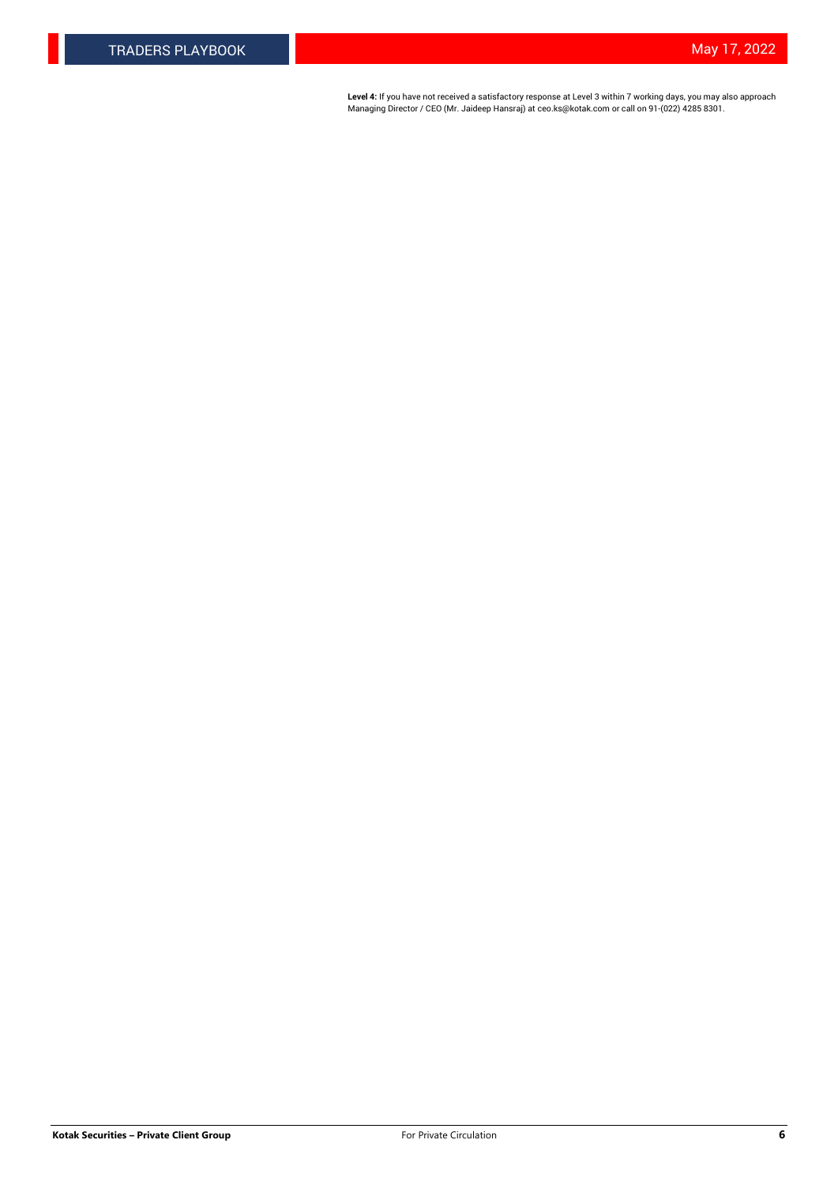**Level 4:** If you have not received a satisfactory response at Level 3 within 7 working days, you may also approach Managing Director / CEO (Mr. Jaideep Hansraj) at ceo.ks@kotak.com or call on 91-(022) 4285 8301.